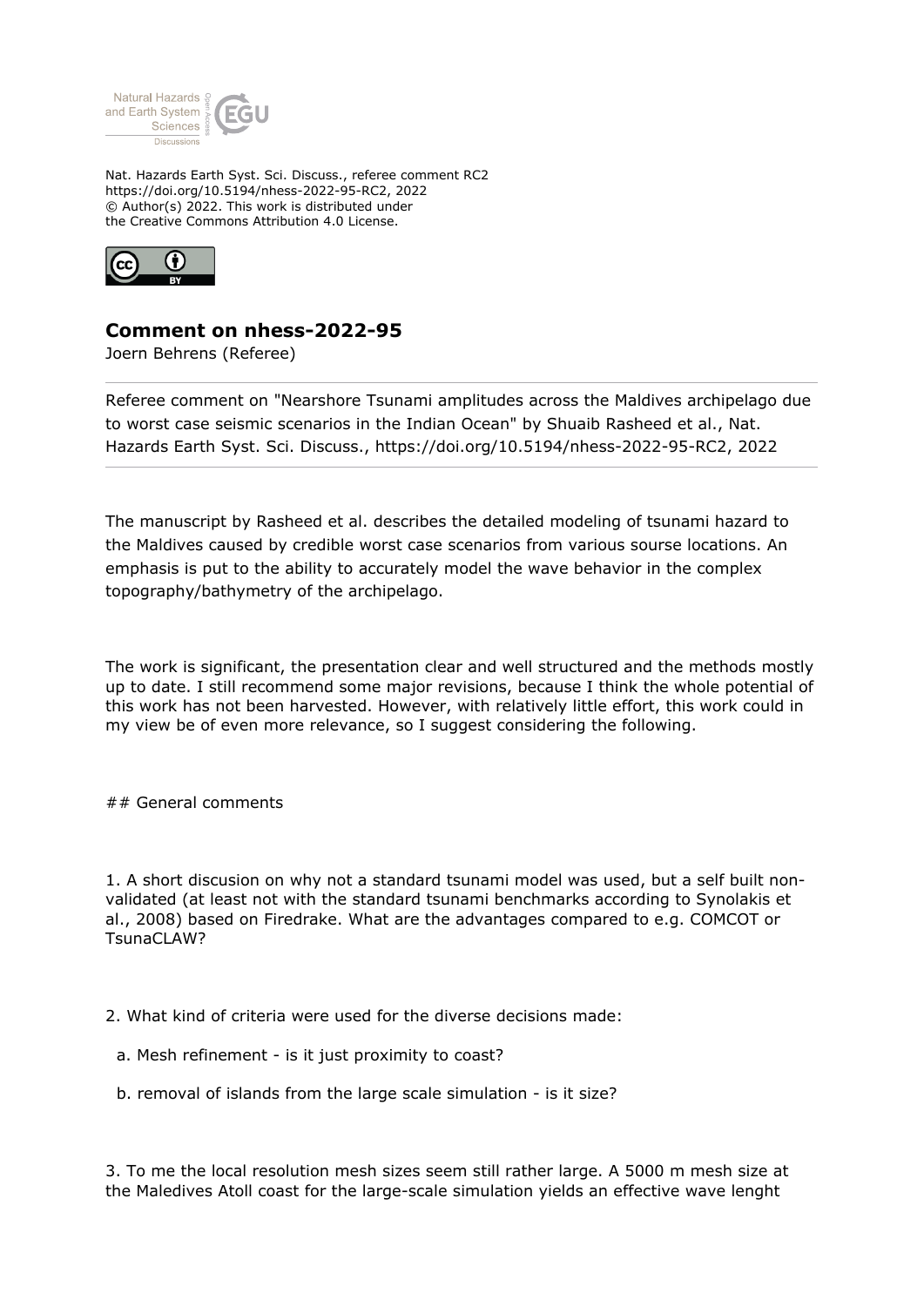Nat. Hazards Earth Syst. Sci. Discuss., referee comment RC2
https://doi.org/10.5194/nhess-2022-95-RC2, 2022
© Author(s) 2022. This work is distributed under
the Creative Commons Attribution 4.0 License.

# Comment on nhess-2022-95

Joern Behrens (Referee)

Referee comment on "Nearshore Tsunami amplitudes across the Maldives archipelago due to worst case seismic scenarios in the Indian Ocean" by Shuaib Rasheed et al., Nat. Hazards Earth Syst. Sci. Discuss., https://doi.org/10.5194/nhess-2022-95-RC2, 2022

The manuscript by Rasheed et al. describes the detailed modeling of tsunami hazard to the Maldives caused by credible worst case scenarios from various sourse locations. An emphasis is put to the ability to accurately model the wave behavior in the complex topography/bathymetry of the archipelago.

The work is significant, the presentation clear and well structured and the methods mostly up to date. I still recommend some major revisions, because I think the whole potential of this work has not been harvested. However, with relatively little effort, this work could in my view be of even more relevance, so I suggest considering the following.

## General comments

1. A short discusion on why not a standard tsunami model was used, but a self built non-validated (at least not with the standard tsunami benchmarks according to Synolakis et al., 2008) based on Firedrake. What are the advantages compared to e.g. COMCOT or TsunaCLAW?

2. What kind of criteria were used for the diverse decisions made:

   a. Mesh refinement - is it just proximity to coast?

   b. removal of islands from the large scale simulation - is it size?

3. To me the local resolution mesh sizes seem still rather large. A 5000 m mesh size at the Maledives Atoll coast for the large-scale simulation yields an effective wave lenght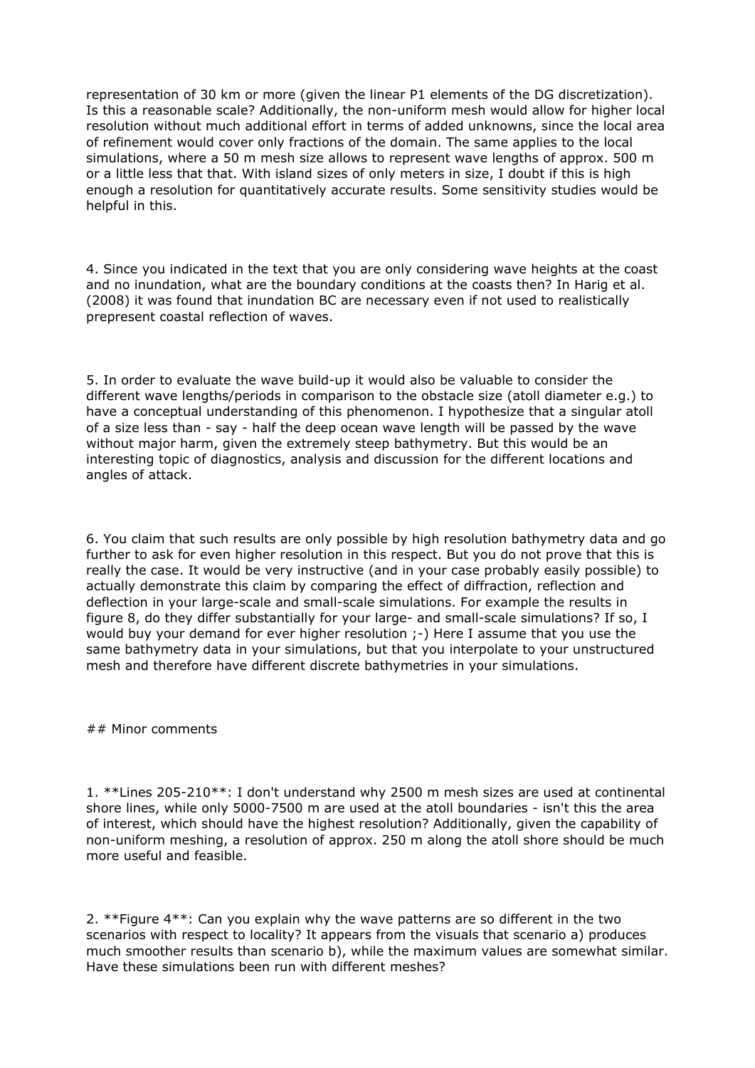representation of 30 km or more (given the linear P1 elements of the DG discretization). Is this a reasonable scale? Additionally, the non-uniform mesh would allow for higher local resolution without much additional effort in terms of added unknowns, since the local area of refinement would cover only fractions of the domain. The same applies to the local simulations, where a 50 m mesh size allows to represent wave lengths of approx. 500 m or a little less that that. With island sizes of only meters in size, I doubt if this is high enough a resolution for quantitatively accurate results. Some sensitivity studies would be helpful in this.

4. Since you indicated in the text that you are only considering wave heights at the coast and no inundation, what are the boundary conditions at the coasts then? In Harig et al. (2008) it was found that inundation BC are necessary even if not used to realistically prepresent coastal reflection of waves.

5. In order to evaluate the wave build-up it would also be valuable to consider the different wave lengths/periods in comparison to the obstacle size (atoll diameter e.g.) to have a conceptual understanding of this phenomenon. I hypothesize that a singular atoll of a size less than - say - half the deep ocean wave length will be passed by the wave without major harm, given the extremely steep bathymetry. But this would be an interesting topic of diagnostics, analysis and discussion for the different locations and angles of attack.

6. You claim that such results are only possible by high resolution bathymetry data and go further to ask for even higher resolution in this respect. But you do not prove that this is really the case. It would be very instructive (and in your case probably easily possible) to actually demonstrate this claim by comparing the effect of diffraction, reflection and deflection in your large-scale and small-scale simulations. For example the results in figure 8, do they differ substantially for your large- and small-scale simulations? If so, I would buy your demand for ever higher resolution ;-) Here I assume that you use the same bathymetry data in your simulations, but that you interpolate to your unstructured mesh and therefore have different discrete bathymetries in your simulations.

## Minor comments

1. **Lines 205-210**: I don't understand why 2500 m mesh sizes are used at continental shore lines, while only 5000-7500 m are used at the atoll boundaries - isn't this the area of interest, which should have the highest resolution? Additionally, given the capability of non-uniform meshing, a resolution of approx. 250 m along the atoll shore should be much more useful and feasible.

2. **Figure 4**: Can you explain why the wave patterns are so different in the two scenarios with respect to locality? It appears from the visuals that scenario a) produces much smoother results than scenario b), while the maximum values are somewhat similar. Have these simulations been run with different meshes?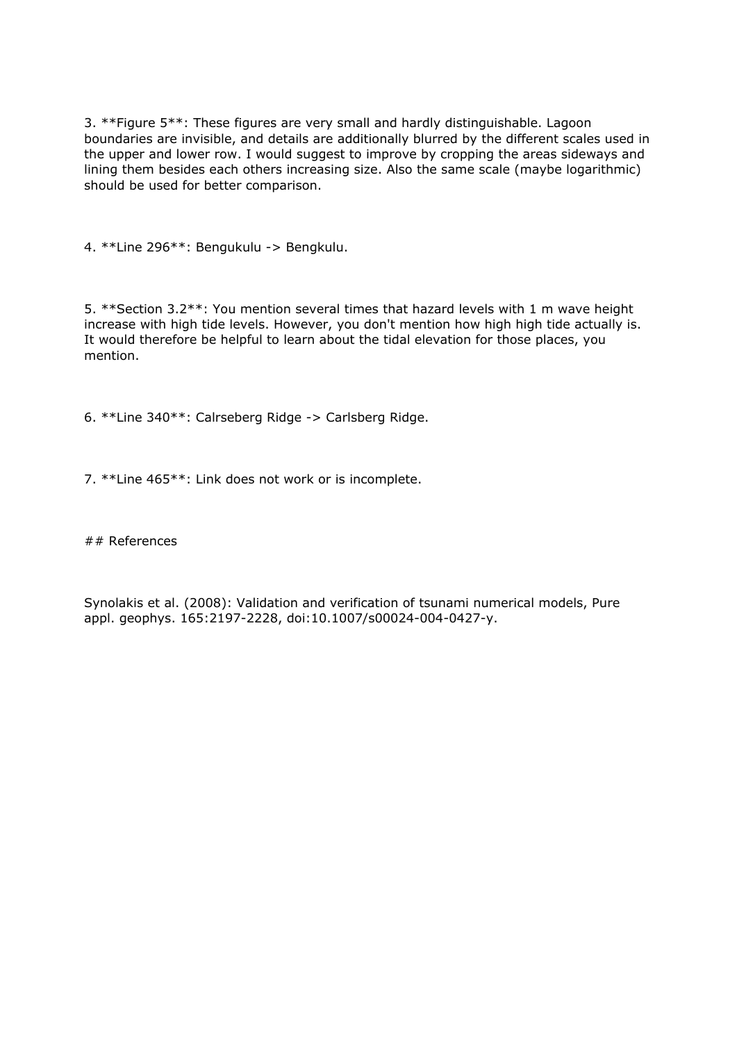3. **Figure 5**: These figures are very small and hardly distinguishable. Lagoon boundaries are invisible, and details are additionally blurred by the different scales used in the upper and lower row. I would suggest to improve by cropping the areas sideways and lining them besides each others increasing size. Also the same scale (maybe logarithmic) should be used for better comparison.

4. **Line 296**: Bengukulu -> Bengkulu.

5. **Section 3.2**: You mention several times that hazard levels with 1 m wave height increase with high tide levels. However, you don't mention how high high tide actually is. It would therefore be helpful to learn about the tidal elevation for those places, you mention.

6. **Line 340**: Calrseberg Ridge -> Carlsberg Ridge.

7. **Line 465**: Link does not work or is incomplete.

## References

Synolakis et al. (2008): Validation and verification of tsunami numerical models, Pure appl. geophys. 165:2197-2228, doi:10.1007/s00024-004-0427-y.